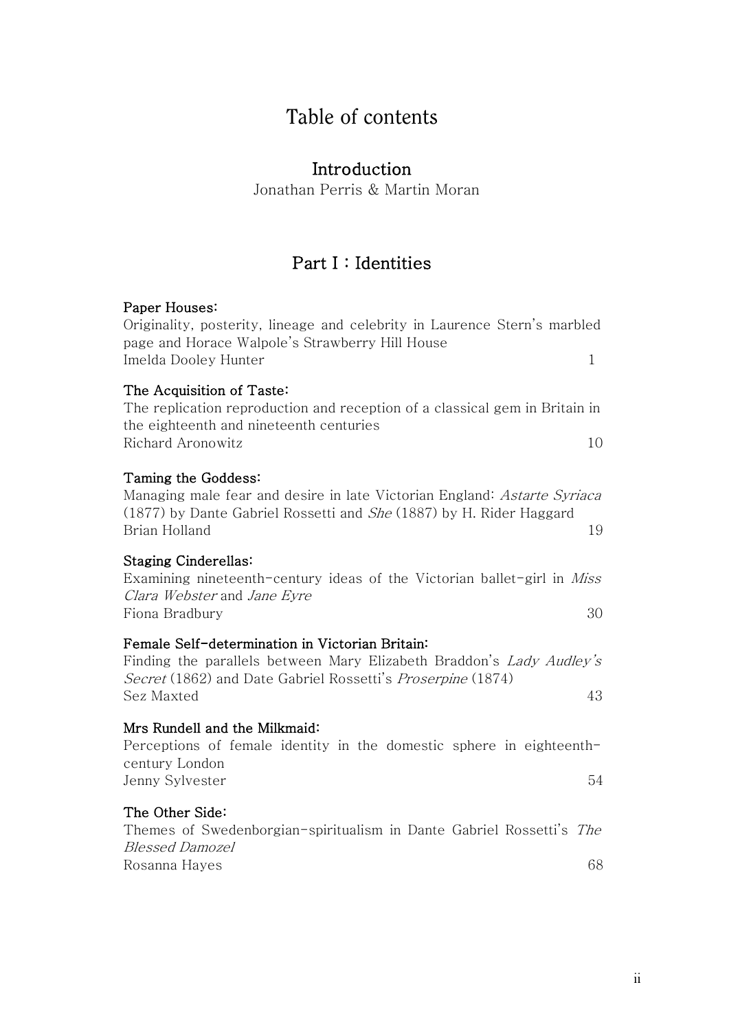# Table of contents

## Introduction

Jonathan Perris & Martin Moran

## Part I : Identities

**Paper Houses:**
Originality, posterity, lineage and celebrity in Laurence Stern's marbled page and Horace Walpole's Strawberry Hill House
Imelda Dooley Hunter 1

**The Acquisition of Taste:**
The replication reproduction and reception of a classical gem in Britain in the eighteenth and nineteenth centuries
Richard Aronowitz 10

**Taming the Goddess:**
Managing male fear and desire in late Victorian England: *Astarte Syriaca* (1877) by Dante Gabriel Rossetti and *She* (1887) by H. Rider Haggard
Brian Holland 19

**Staging Cinderellas:**
Examining nineteenth-century ideas of the Victorian ballet-girl in *Miss Clara Webster* and *Jane Eyre*
Fiona Bradbury 30

**Female Self-determination in Victorian Britain:**
Finding the parallels between Mary Elizabeth Braddon's *Lady Audley's Secret* (1862) and Date Gabriel Rossetti's *Proserpine* (1874)
Sez Maxted 43

**Mrs Rundell and the Milkmaid:**
Perceptions of female identity in the domestic sphere in eighteenth-century London
Jenny Sylvester 54

**The Other Side:**
Themes of Swedenborgian-spiritualism in Dante Gabriel Rossetti's *The Blessed Damozel*
Rosanna Hayes 68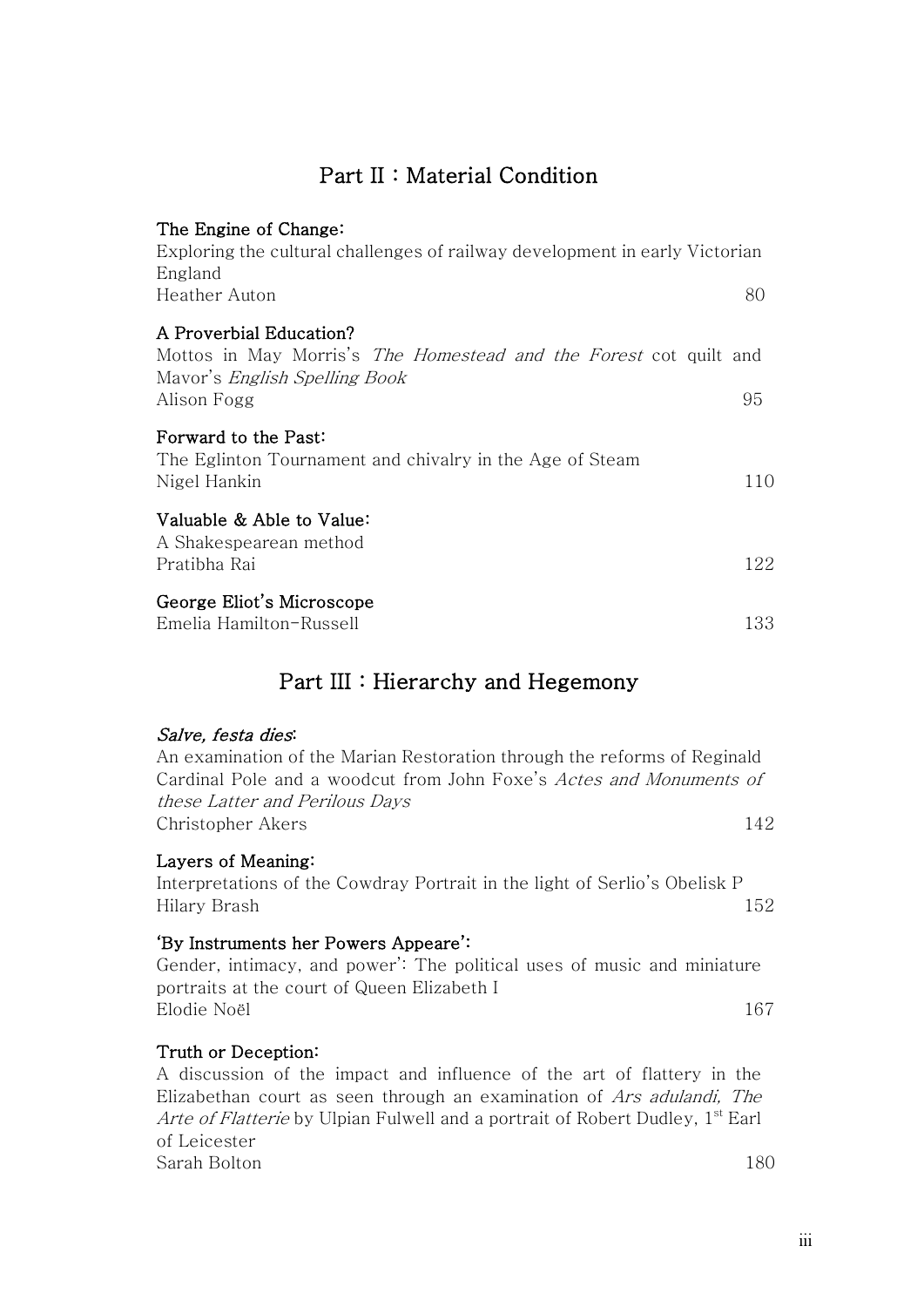## Part II : Material Condition

**The Engine of Change:**
Exploring the cultural challenges of railway development in early Victorian England
Heather Auton — 80

**A Proverbial Education?**
Mottos in May Morris's *The Homestead and the Forest* cot quilt and Mavor's *English Spelling Book*
Alison Fogg — 95

**Forward to the Past:**
The Eglinton Tournament and chivalry in the Age of Steam
Nigel Hankin — 110

**Valuable & Able to Value:**
A Shakespearean method
Pratibha Rai — 122

**George Eliot's Microscope**
Emelia Hamilton-Russell — 133

## Part III : Hierarchy and Hegemony

***Salve, festa dies*:**
An examination of the Marian Restoration through the reforms of Reginald Cardinal Pole and a woodcut from John Foxe's *Actes and Monuments of these Latter and Perilous Days*
Christopher Akers — 142

**Layers of Meaning:**
Interpretations of the Cowdray Portrait in the light of Serlio's Obelisk P
Hilary Brash — 152

**'By Instruments her Powers Appeare':**
Gender, intimacy, and power': The political uses of music and miniature portraits at the court of Queen Elizabeth I
Elodie Noël — 167

**Truth or Deception:**
A discussion of the impact and influence of the art of flattery in the Elizabethan court as seen through an examination of *Ars adulandi, The Arte of Flatterie* by Ulpian Fulwell and a portrait of Robert Dudley, 1st Earl of Leicester
Sarah Bolton — 180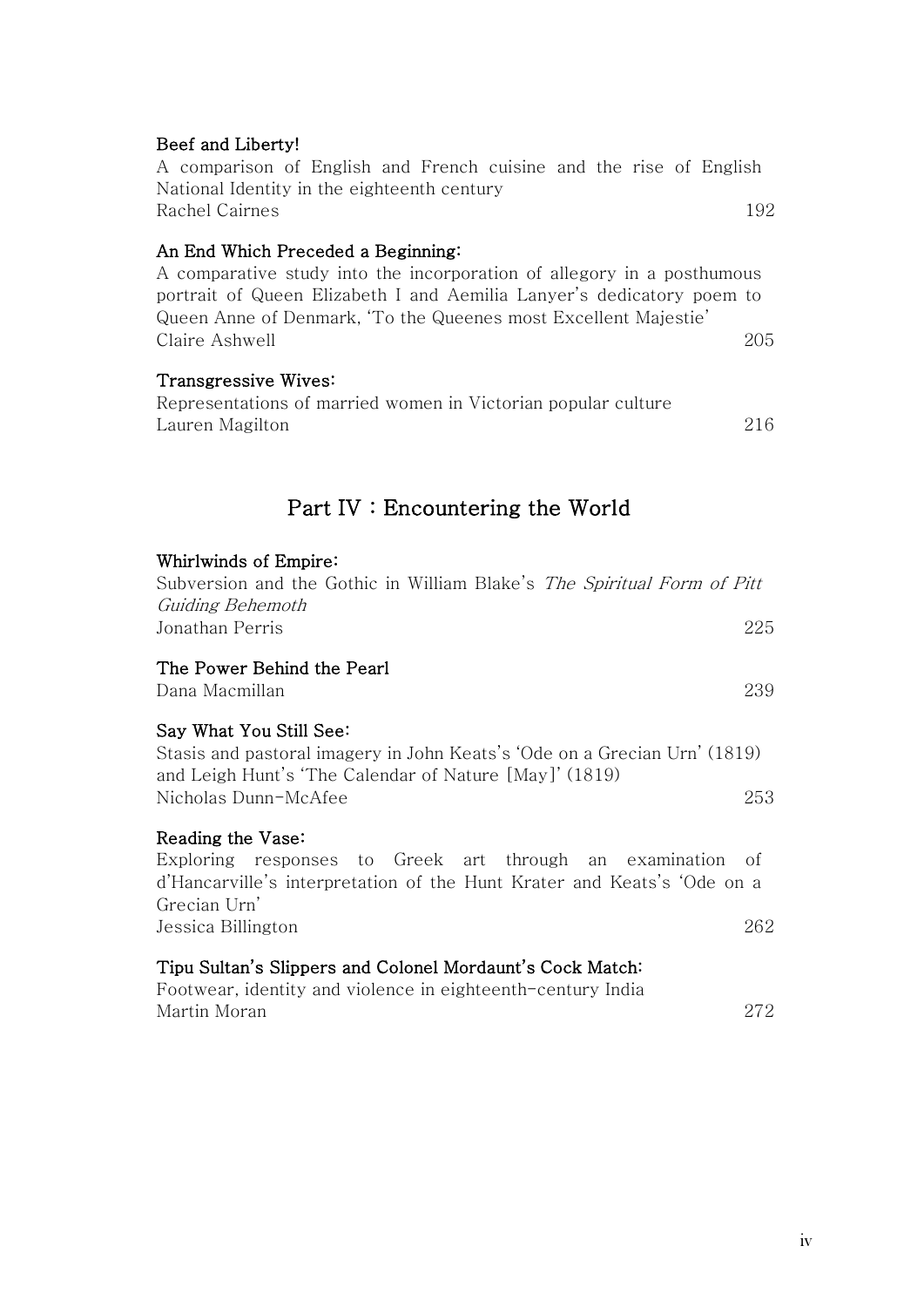**Beef and Liberty!**
A comparison of English and French cuisine and the rise of English National Identity in the eighteenth century
Rachel Cairnes 192

**An End Which Preceded a Beginning:**
A comparative study into the incorporation of allegory in a posthumous portrait of Queen Elizabeth I and Aemilia Lanyer's dedicatory poem to Queen Anne of Denmark, 'To the Queenes most Excellent Majestie'
Claire Ashwell 205

**Transgressive Wives:**
Representations of married women in Victorian popular culture
Lauren Magilton 216

## Part IV : Encountering the World

**Whirlwinds of Empire:**
Subversion and the Gothic in William Blake's *The Spiritual Form of Pitt Guiding Behemoth*
Jonathan Perris 225

**The Power Behind the Pearl**
Dana Macmillan 239

**Say What You Still See:**
Stasis and pastoral imagery in John Keats's 'Ode on a Grecian Urn' (1819) and Leigh Hunt's 'The Calendar of Nature [May]' (1819)
Nicholas Dunn-McAfee 253

**Reading the Vase:**
Exploring responses to Greek art through an examination of d'Hancarville's interpretation of the Hunt Krater and Keats's 'Ode on a Grecian Urn'
Jessica Billington 262

**Tipu Sultan's Slippers and Colonel Mordaunt's Cock Match:**
Footwear, identity and violence in eighteenth-century India
Martin Moran 272